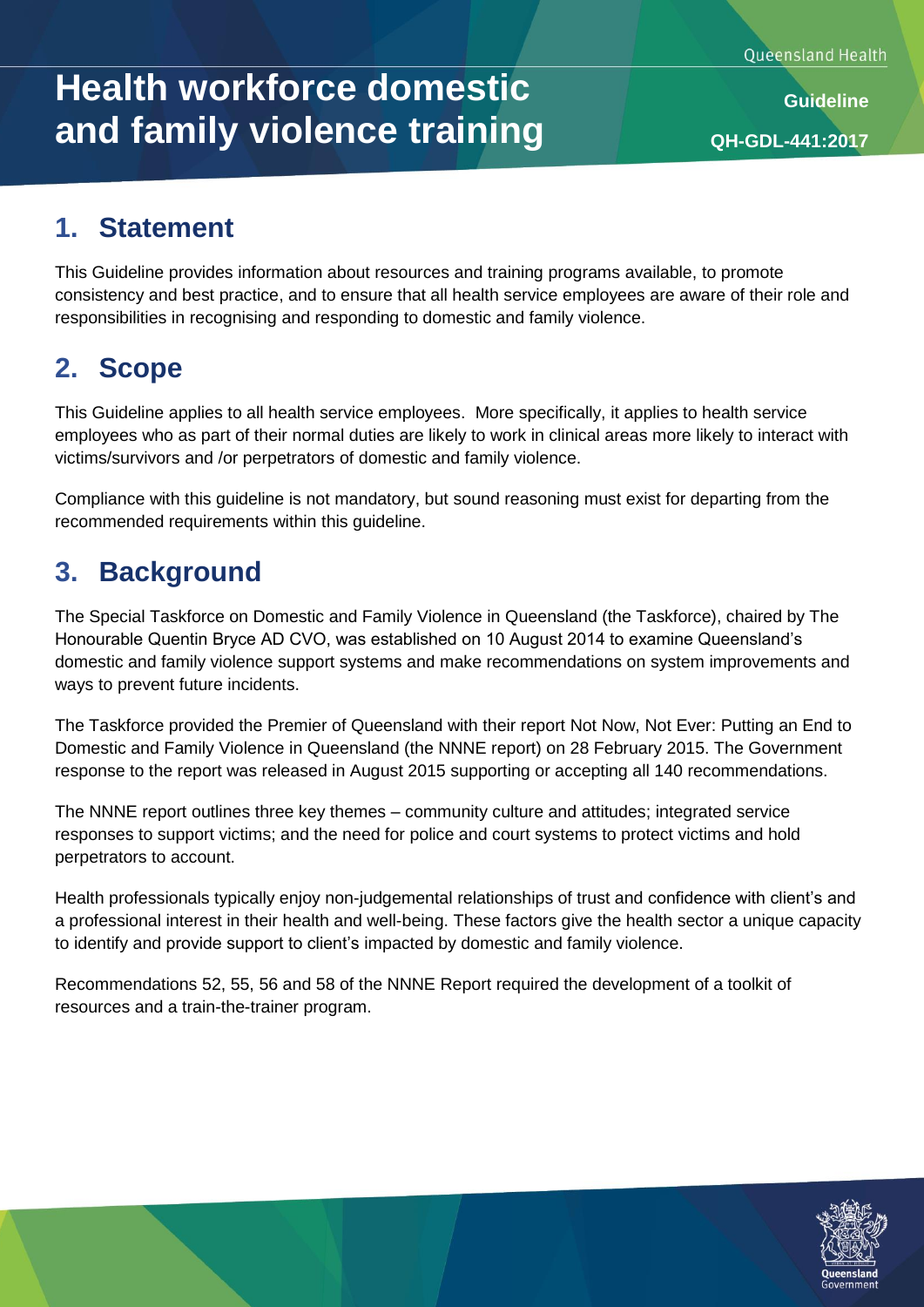# Health workforce domestic and family violence training

**Guideline**

**QH-GDL-441:2017**

## 1. Statement

This Guideline provides information about resources and training programs available, to promote consistency and best practice, and to ensure that all health service employees are aware of their role and responsibilities in recognising and responding to domestic and family violence.

## 2. Scope

This Guideline applies to all health service employees. More specifically, it applies to health service employees who as part of their normal duties are likely to work in clinical areas more likely to interact with victims/survivors and /or perpetrators of domestic and family violence.

Compliance with this guideline is not mandatory, but sound reasoning must exist for departing from the recommended requirements within this guideline.

## 3. Background

The Special Taskforce on Domestic and Family Violence in Queensland (the Taskforce), chaired by The Honourable Quentin Bryce AD CVO, was established on 10 August 2014 to examine Queensland's domestic and family violence support systems and make recommendations on system improvements and ways to prevent future incidents.

The Taskforce provided the Premier of Queensland with their report Not Now, Not Ever: Putting an End to Domestic and Family Violence in Queensland (the NNNE report) on 28 February 2015. The Government response to the report was released in August 2015 supporting or accepting all 140 recommendations.

The NNNE report outlines three key themes – community culture and attitudes; integrated service responses to support victims; and the need for police and court systems to protect victims and hold perpetrators to account.

Health professionals typically enjoy non-judgemental relationships of trust and confidence with client's and a professional interest in their health and well-being. These factors give the health sector a unique capacity to identify and provide support to client's impacted by domestic and family violence.

Recommendations 52, 55, 56 and 58 of the NNNE Report required the development of a toolkit of resources and a train-the-trainer program.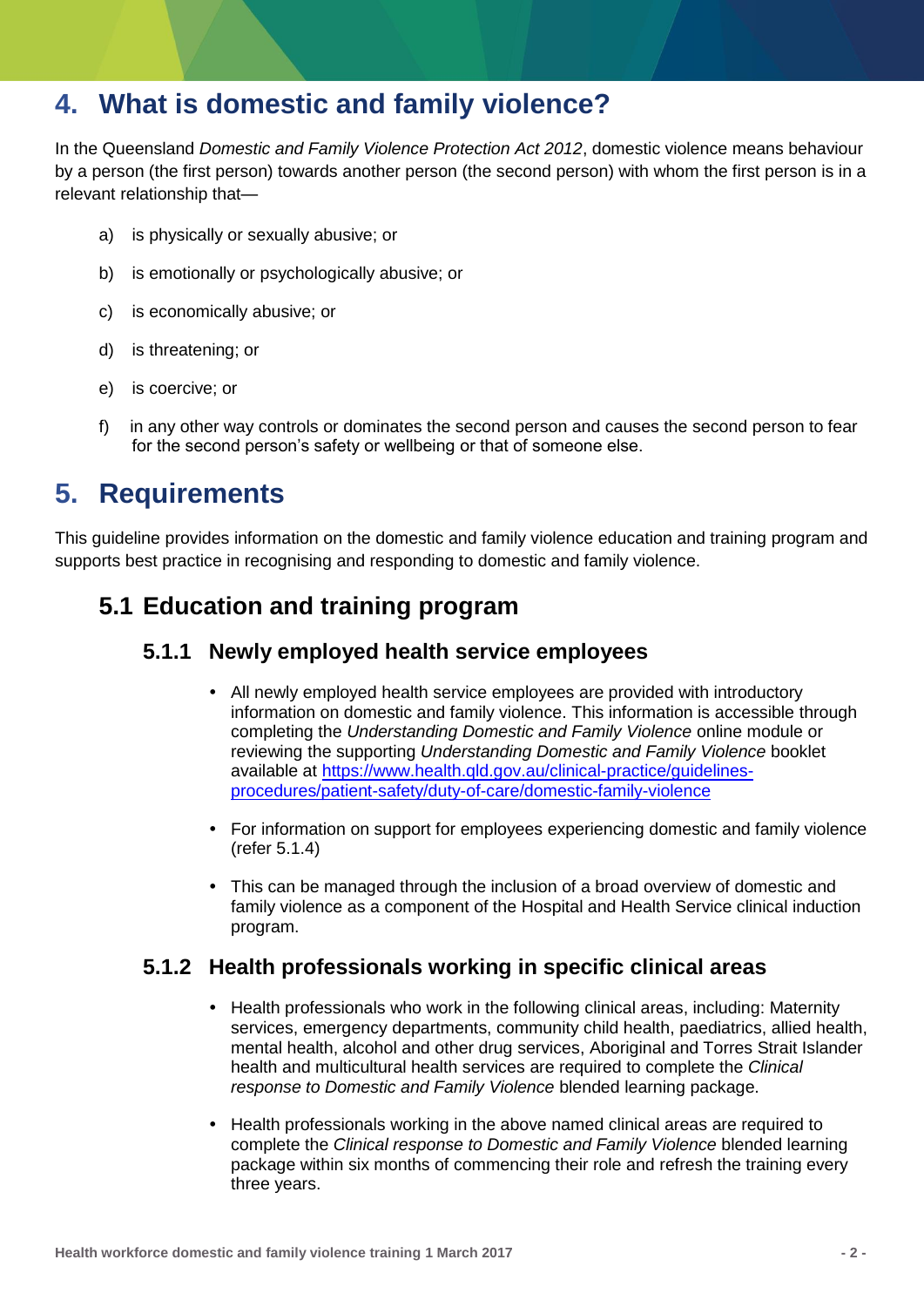# 4. What is domestic and family violence?

In the Queensland *Domestic and Family Violence Protection Act 2012*, domestic violence means behaviour by a person (the first person) towards another person (the second person) with whom the first person is in a relevant relationship that—

a) is physically or sexually abusive; or

b) is emotionally or psychologically abusive; or

c) is economically abusive; or

d) is threatening; or

e) is coercive; or

f) in any other way controls or dominates the second person and causes the second person to fear for the second person's safety or wellbeing or that of someone else.

# 5. Requirements

This guideline provides information on the domestic and family violence education and training program and supports best practice in recognising and responding to domestic and family violence.

## 5.1 Education and training program

### 5.1.1 Newly employed health service employees

- All newly employed health service employees are provided with introductory information on domestic and family violence. This information is accessible through completing the *Understanding Domestic and Family Violence* online module or reviewing the supporting *Understanding Domestic and Family Violence* booklet available at [https://www.health.qld.gov.au/clinical-practice/guidelines-procedures/patient-safety/duty-of-care/domestic-family-violence](https://www.health.qld.gov.au/clinical-practice/guidelines-procedures/patient-safety/duty-of-care/domestic-family-violence)
- For information on support for employees experiencing domestic and family violence (refer 5.1.4)
- This can be managed through the inclusion of a broad overview of domestic and family violence as a component of the Hospital and Health Service clinical induction program.

### 5.1.2 Health professionals working in specific clinical areas

- Health professionals who work in the following clinical areas, including: Maternity services, emergency departments, community child health, paediatrics, allied health, mental health, alcohol and other drug services, Aboriginal and Torres Strait Islander health and multicultural health services are required to complete the *Clinical response to Domestic and Family Violence* blended learning package.
- Health professionals working in the above named clinical areas are required to complete the *Clinical response to Domestic and Family Violence* blended learning package within six months of commencing their role and refresh the training every three years.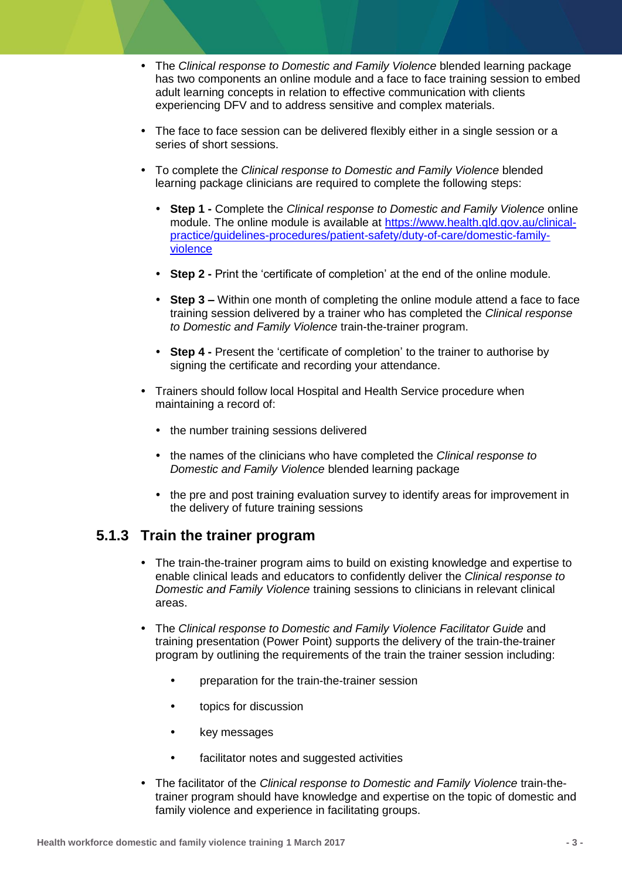- The *Clinical response to Domestic and Family Violence* blended learning package has two components an online module and a face to face training session to embed adult learning concepts in relation to effective communication with clients experiencing DFV and to address sensitive and complex materials.

- The face to face session can be delivered flexibly either in a single session or a series of short sessions.

- To complete the *Clinical response to Domestic and Family Violence* blended learning package clinicians are required to complete the following steps:

  - **Step 1 -** Complete the *Clinical response to Domestic and Family Violence* online module. The online module is available at [https://www.health.qld.gov.au/clinical-practice/guidelines-procedures/patient-safety/duty-of-care/domestic-family-violence](https://www.health.qld.gov.au/clinical-practice/guidelines-procedures/patient-safety/duty-of-care/domestic-family-violence)

  - **Step 2 -** Print the 'certificate of completion' at the end of the online module.

  - **Step 3 –** Within one month of completing the online module attend a face to face training session delivered by a trainer who has completed the *Clinical response to Domestic and Family Violence* train-the-trainer program.

  - **Step 4 -** Present the 'certificate of completion' to the trainer to authorise by signing the certificate and recording your attendance.

- Trainers should follow local Hospital and Health Service procedure when maintaining a record of:

  - the number training sessions delivered

  - the names of the clinicians who have completed the *Clinical response to Domestic and Family Violence* blended learning package

  - the pre and post training evaluation survey to identify areas for improvement in the delivery of future training sessions

### 5.1.3 Train the trainer program

- The train-the-trainer program aims to build on existing knowledge and expertise to enable clinical leads and educators to confidently deliver the *Clinical response to Domestic and Family Violence* training sessions to clinicians in relevant clinical areas.

- The *Clinical response to Domestic and Family Violence Facilitator Guide* and training presentation (Power Point) supports the delivery of the train-the-trainer program by outlining the requirements of the train the trainer session including:

  - preparation for the train-the-trainer session

  - topics for discussion

  - key messages

  - facilitator notes and suggested activities

- The facilitator of the *Clinical response to Domestic and Family Violence* train-the-trainer program should have knowledge and expertise on the topic of domestic and family violence and experience in facilitating groups.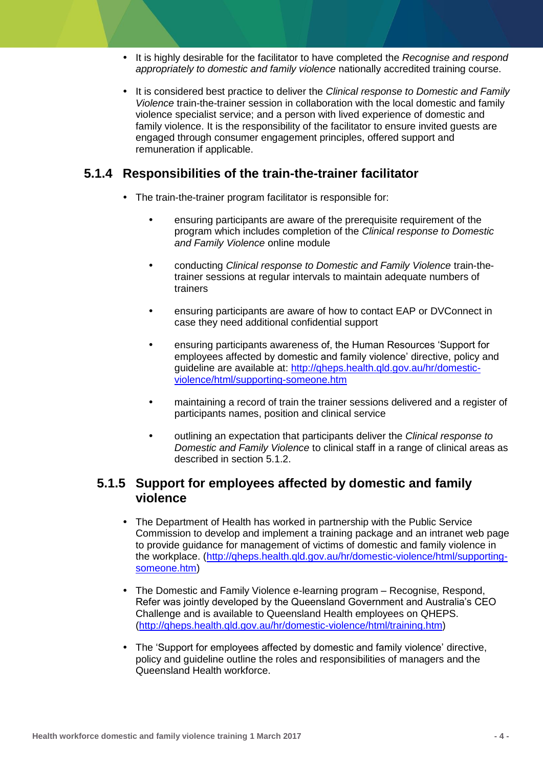- It is highly desirable for the facilitator to have completed the *Recognise and respond appropriately to domestic and family violence* nationally accredited training course.
- It is considered best practice to deliver the *Clinical response to Domestic and Family Violence* train-the-trainer session in collaboration with the local domestic and family violence specialist service; and a person with lived experience of domestic and family violence. It is the responsibility of the facilitator to ensure invited guests are engaged through consumer engagement principles, offered support and remuneration if applicable.

### 5.1.4 Responsibilities of the train-the-trainer facilitator

- The train-the-trainer program facilitator is responsible for:
    - ensuring participants are aware of the prerequisite requirement of the program which includes completion of the *Clinical response to Domestic and Family Violence* online module
    - conducting *Clinical response to Domestic and Family Violence* train-the-trainer sessions at regular intervals to maintain adequate numbers of trainers
    - ensuring participants are aware of how to contact EAP or DVConnect in case they need additional confidential support
    - ensuring participants awareness of, the Human Resources 'Support for employees affected by domestic and family violence' directive, policy and guideline are available at: [http://qheps.health.qld.gov.au/hr/domestic-violence/html/supporting-someone.htm](http://qheps.health.qld.gov.au/hr/domestic-violence/html/supporting-someone.htm)
    - maintaining a record of train the trainer sessions delivered and a register of participants names, position and clinical service
    - outlining an expectation that participants deliver the *Clinical response to Domestic and Family Violence* to clinical staff in a range of clinical areas as described in section 5.1.2.

### 5.1.5 Support for employees affected by domestic and family violence

- The Department of Health has worked in partnership with the Public Service Commission to develop and implement a training package and an intranet web page to provide guidance for management of victims of domestic and family violence in the workplace. ([http://qheps.health.qld.gov.au/hr/domestic-violence/html/supporting-someone.htm](http://qheps.health.qld.gov.au/hr/domestic-violence/html/supporting-someone.htm))
- The Domestic and Family Violence e-learning program – Recognise, Respond, Refer was jointly developed by the Queensland Government and Australia's CEO Challenge and is available to Queensland Health employees on QHEPS. ([http://qheps.health.qld.gov.au/hr/domestic-violence/html/training.htm](http://qheps.health.qld.gov.au/hr/domestic-violence/html/training.htm))
- The 'Support for employees affected by domestic and family violence' directive, policy and guideline outline the roles and responsibilities of managers and the Queensland Health workforce.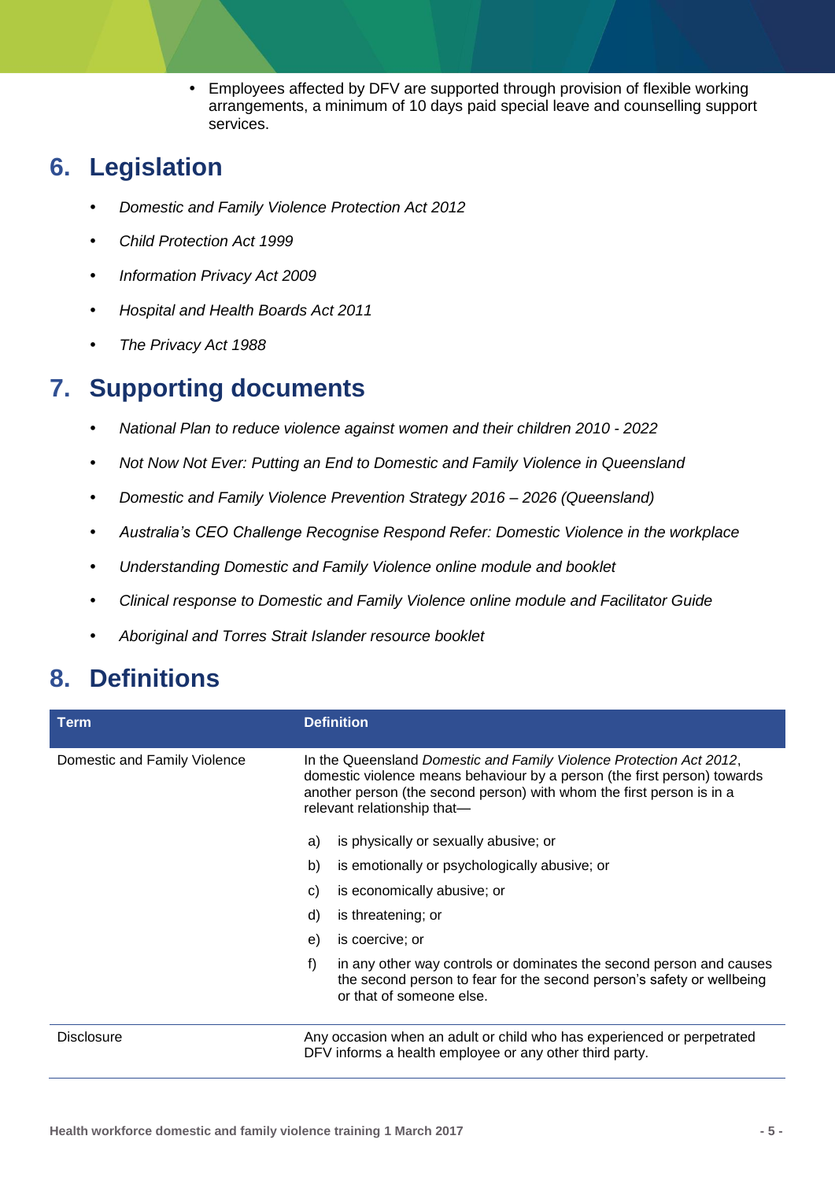- Employees affected by DFV are supported through provision of flexible working arrangements, a minimum of 10 days paid special leave and counselling support services.

## 6. Legislation

- *Domestic and Family Violence Protection Act 2012*
- *Child Protection Act 1999*
- *Information Privacy Act 2009*
- *Hospital and Health Boards Act 2011*
- *The Privacy Act 1988*

## 7. Supporting documents

- *National Plan to reduce violence against women and their children 2010 - 2022*
- *Not Now Not Ever: Putting an End to Domestic and Family Violence in Queensland*
- *Domestic and Family Violence Prevention Strategy 2016 – 2026 (Queensland)*
- *Australia's CEO Challenge Recognise Respond Refer: Domestic Violence in the workplace*
- *Understanding Domestic and Family Violence online module and booklet*
- *Clinical response to Domestic and Family Violence online module and Facilitator Guide*
- *Aboriginal and Torres Strait Islander resource booklet*

## 8. Definitions

| Term | Definition |
|---|---|
| Domestic and Family Violence | In the Queensland *Domestic and Family Violence Protection Act 2012*, domestic violence means behaviour by a person (the first person) towards another person (the second person) with whom the first person is in a relevant relationship that—<br>a) is physically or sexually abusive; or<br>b) is emotionally or psychologically abusive; or<br>c) is economically abusive; or<br>d) is threatening; or<br>e) is coercive; or<br>f) in any other way controls or dominates the second person and causes the second person to fear for the second person's safety or wellbeing or that of someone else. |
| Disclosure | Any occasion when an adult or child who has experienced or perpetrated DFV informs a health employee or any other third party. |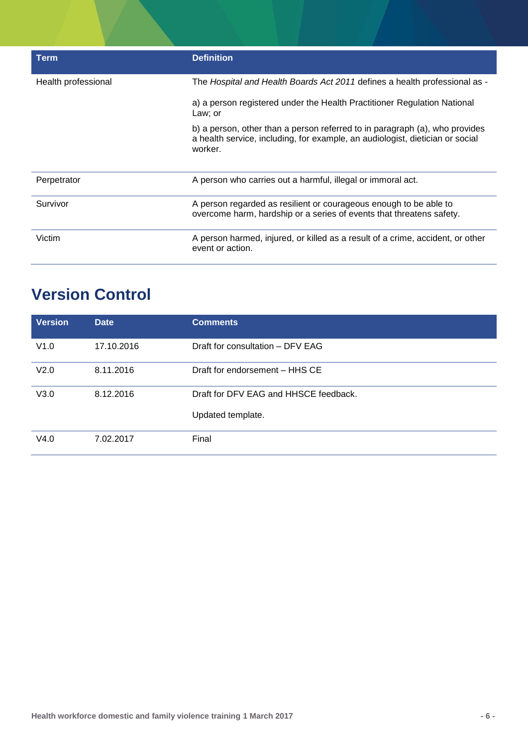| Term | Definition |
| --- | --- |
| Health professional | The *Hospital and Health Boards Act 2011* defines a health professional as - <br><br> a) a person registered under the Health Practitioner Regulation National Law; or <br><br> b) a person, other than a person referred to in paragraph (a), who provides a health service, including, for example, an audiologist, dietician or social worker. |
| Perpetrator | A person who carries out a harmful, illegal or immoral act. |
| Survivor | A person regarded as resilient or courageous enough to be able to overcome harm, hardship or a series of events that threatens safety. |
| Victim | A person harmed, injured, or killed as a result of a crime, accident, or other event or action. |

## Version Control

| Version | Date | Comments |
| --- | --- | --- |
| V1.0 | 17.10.2016 | Draft for consultation – DFV EAG |
| V2.0 | 8.11.2016 | Draft for endorsement – HHS CE |
| V3.0 | 8.12.2016 | Draft for DFV EAG and HHSCE feedback. <br><br> Updated template. |
| V4.0 | 7.02.2017 | Final |